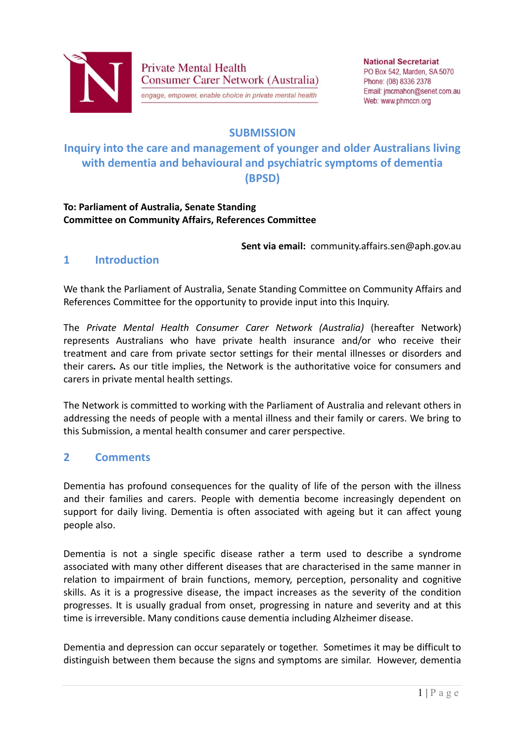Private Mental Health Consumer Carer Network (Australia)

*engage, empower, enable choice in private mental health*

**National Secretariat**
PO Box 542, Marden, SA 5070
Phone: (08) 8336 2378
Email: jmcmahon@senet.com.au
Web: www.phmccn.org

# SUBMISSION

## Inquiry into the care and management of younger and older Australians living with dementia and behavioural and psychiatric symptoms of dementia (BPSD)

**To: Parliament of Australia, Senate Standing Committee on Community Affairs, References Committee**

**Sent via email:** community.affairs.sen@aph.gov.au

## 1 Introduction

We thank the Parliament of Australia, Senate Standing Committee on Community Affairs and References Committee for the opportunity to provide input into this Inquiry.

The *Private Mental Health Consumer Carer Network (Australia)* (hereafter Network) represents Australians who have private health insurance and/or who receive their treatment and care from private sector settings for their mental illnesses or disorders and their carers**.** As our title implies, the Network is the authoritative voice for consumers and carers in private mental health settings.

The Network is committed to working with the Parliament of Australia and relevant others in addressing the needs of people with a mental illness and their family or carers. We bring to this Submission, a mental health consumer and carer perspective.

## 2 Comments

Dementia has profound consequences for the quality of life of the person with the illness and their families and carers. People with dementia become increasingly dependent on support for daily living. Dementia is often associated with ageing but it can affect young people also.

Dementia is not a single specific disease rather a term used to describe a syndrome associated with many other different diseases that are characterised in the same manner in relation to impairment of brain functions, memory, perception, personality and cognitive skills. As it is a progressive disease, the impact increases as the severity of the condition progresses. It is usually gradual from onset, progressing in nature and severity and at this time is irreversible. Many conditions cause dementia including Alzheimer disease.

Dementia and depression can occur separately or together. Sometimes it may be difficult to distinguish between them because the signs and symptoms are similar. However, dementia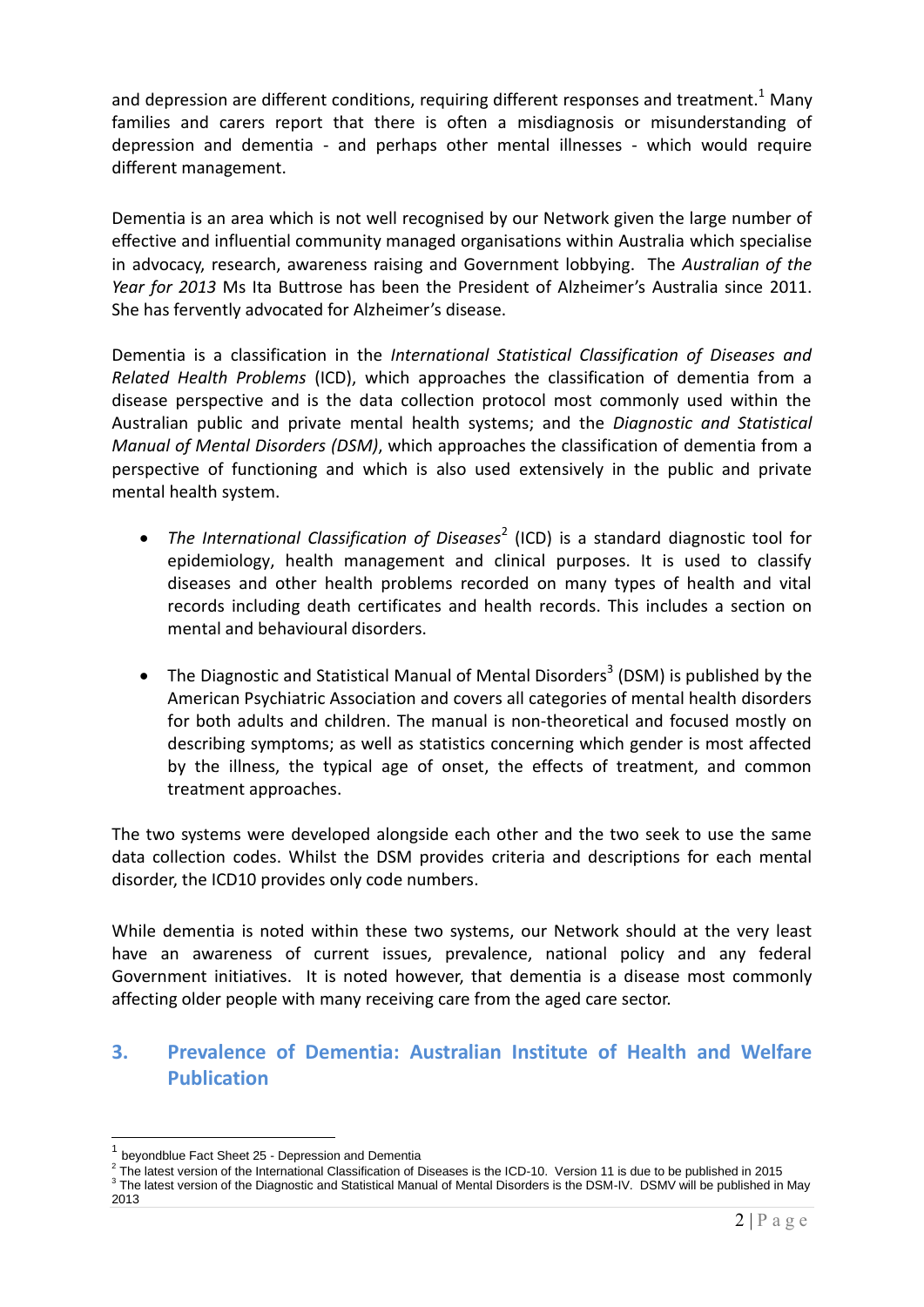and depression are different conditions, requiring different responses and treatment.[1] Many families and carers report that there is often a misdiagnosis or misunderstanding of depression and dementia - and perhaps other mental illnesses - which would require different management.

Dementia is an area which is not well recognised by our Network given the large number of effective and influential community managed organisations within Australia which specialise in advocacy, research, awareness raising and Government lobbying. The *Australian of the Year for 2013* Ms Ita Buttrose has been the President of Alzheimer's Australia since 2011. She has fervently advocated for Alzheimer's disease.

Dementia is a classification in the *International Statistical Classification of Diseases and Related Health Problems* (ICD), which approaches the classification of dementia from a disease perspective and is the data collection protocol most commonly used within the Australian public and private mental health systems; and the *Diagnostic and Statistical Manual of Mental Disorders (DSM)*, which approaches the classification of dementia from a perspective of functioning and which is also used extensively in the public and private mental health system.

- *The International Classification of Diseases*[2] (ICD) is a standard diagnostic tool for epidemiology, health management and clinical purposes. It is used to classify diseases and other health problems recorded on many types of health and vital records including death certificates and health records. This includes a section on mental and behavioural disorders.
- The Diagnostic and Statistical Manual of Mental Disorders[3] (DSM) is published by the American Psychiatric Association and covers all categories of mental health disorders for both adults and children. The manual is non-theoretical and focused mostly on describing symptoms; as well as statistics concerning which gender is most affected by the illness, the typical age of onset, the effects of treatment, and common treatment approaches.

The two systems were developed alongside each other and the two seek to use the same data collection codes. Whilst the DSM provides criteria and descriptions for each mental disorder, the ICD10 provides only code numbers.

While dementia is noted within these two systems, our Network should at the very least have an awareness of current issues, prevalence, national policy and any federal Government initiatives. It is noted however, that dementia is a disease most commonly affecting older people with many receiving care from the aged care sector.

## 3. Prevalence of Dementia: Australian Institute of Health and Welfare Publication

---

[1] beyondblue Fact Sheet 25 - Depression and Dementia

[2] The latest version of the International Classification of Diseases is the ICD-10. Version 11 is due to be published in 2015

[3] The latest version of the Diagnostic and Statistical Manual of Mental Disorders is the DSM-IV. DSMV will be published in May 2013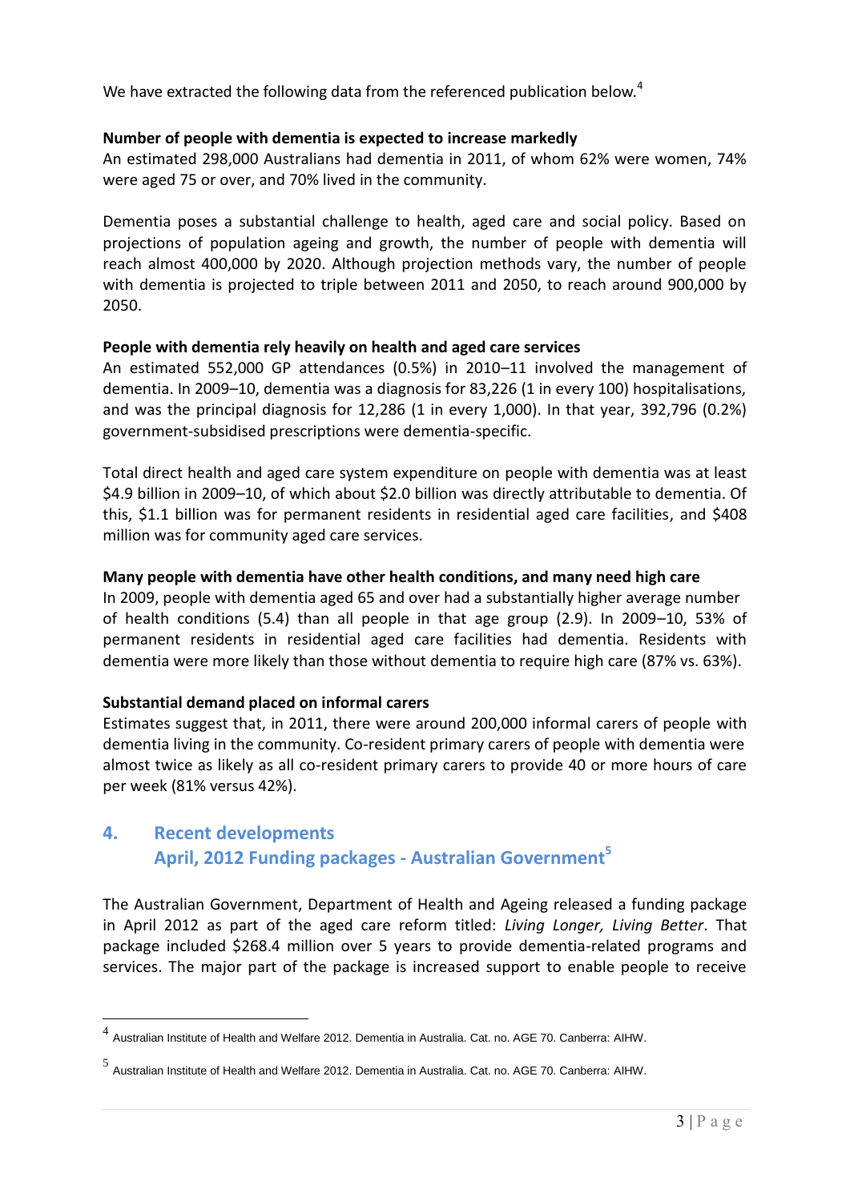We have extracted the following data from the referenced publication below.[4]

**Number of people with dementia is expected to increase markedly**
An estimated 298,000 Australians had dementia in 2011, of whom 62% were women, 74% were aged 75 or over, and 70% lived in the community.

Dementia poses a substantial challenge to health, aged care and social policy. Based on projections of population ageing and growth, the number of people with dementia will reach almost 400,000 by 2020. Although projection methods vary, the number of people with dementia is projected to triple between 2011 and 2050, to reach around 900,000 by 2050.

**People with dementia rely heavily on health and aged care services**
An estimated 552,000 GP attendances (0.5%) in 2010–11 involved the management of dementia. In 2009–10, dementia was a diagnosis for 83,226 (1 in every 100) hospitalisations, and was the principal diagnosis for 12,286 (1 in every 1,000). In that year, 392,796 (0.2%) government-subsidised prescriptions were dementia-specific.

Total direct health and aged care system expenditure on people with dementia was at least $4.9 billion in 2009–10, of which about $2.0 billion was directly attributable to dementia. Of this, $1.1 billion was for permanent residents in residential aged care facilities, and $408 million was for community aged care services.

**Many people with dementia have other health conditions, and many need high care**
In 2009, people with dementia aged 65 and over had a substantially higher average number of health conditions (5.4) than all people in that age group (2.9). In 2009–10, 53% of permanent residents in residential aged care facilities had dementia. Residents with dementia were more likely than those without dementia to require high care (87% vs. 63%).

**Substantial demand placed on informal carers**
Estimates suggest that, in 2011, there were around 200,000 informal carers of people with dementia living in the community. Co-resident primary carers of people with dementia were almost twice as likely as all co-resident primary carers to provide 40 or more hours of care per week (81% versus 42%).

## 4. Recent developments

### April, 2012 Funding packages - Australian Government[5]

The Australian Government, Department of Health and Ageing released a funding package in April 2012 as part of the aged care reform titled: *Living Longer, Living Better*. That package included $268.4 million over 5 years to provide dementia-related programs and services. The major part of the package is increased support to enable people to receive

---

[4] Australian Institute of Health and Welfare 2012. Dementia in Australia. Cat. no. AGE 70. Canberra: AIHW.

[5] Australian Institute of Health and Welfare 2012. Dementia in Australia. Cat. no. AGE 70. Canberra: AIHW.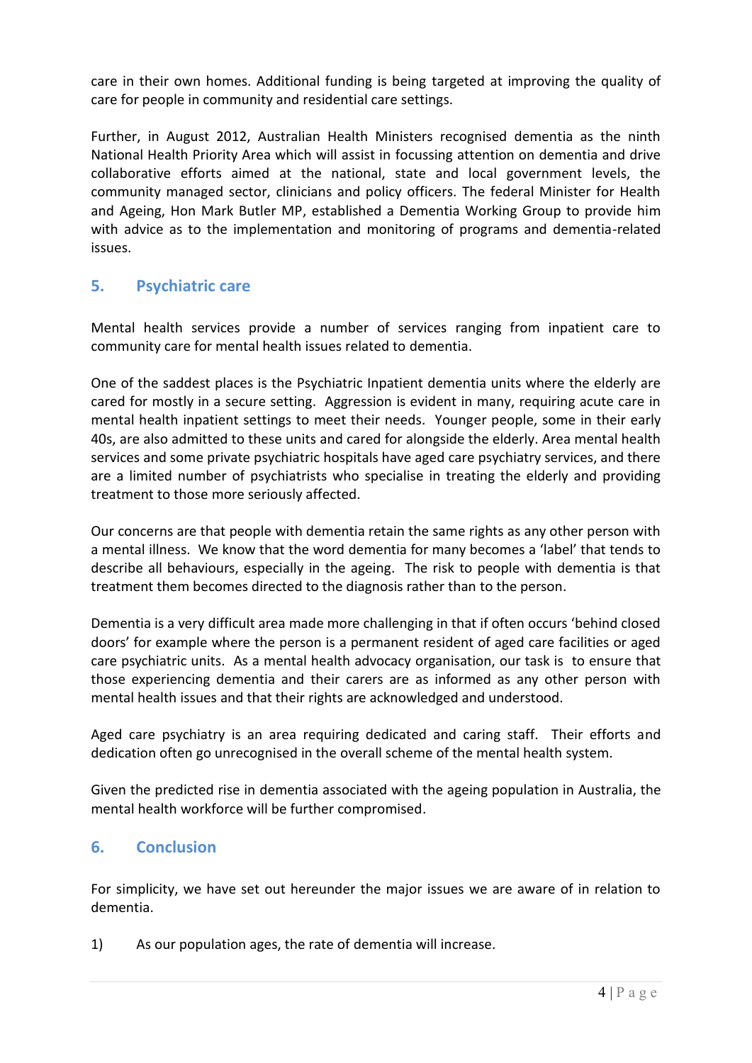care in their own homes. Additional funding is being targeted at improving the quality of care for people in community and residential care settings.

Further, in August 2012, Australian Health Ministers recognised dementia as the ninth National Health Priority Area which will assist in focussing attention on dementia and drive collaborative efforts aimed at the national, state and local government levels, the community managed sector, clinicians and policy officers. The federal Minister for Health and Ageing, Hon Mark Butler MP, established a Dementia Working Group to provide him with advice as to the implementation and monitoring of programs and dementia-related issues.

## 5. Psychiatric care

Mental health services provide a number of services ranging from inpatient care to community care for mental health issues related to dementia.

One of the saddest places is the Psychiatric Inpatient dementia units where the elderly are cared for mostly in a secure setting. Aggression is evident in many, requiring acute care in mental health inpatient settings to meet their needs. Younger people, some in their early 40s, are also admitted to these units and cared for alongside the elderly. Area mental health services and some private psychiatric hospitals have aged care psychiatry services, and there are a limited number of psychiatrists who specialise in treating the elderly and providing treatment to those more seriously affected.

Our concerns are that people with dementia retain the same rights as any other person with a mental illness. We know that the word dementia for many becomes a 'label' that tends to describe all behaviours, especially in the ageing. The risk to people with dementia is that treatment them becomes directed to the diagnosis rather than to the person.

Dementia is a very difficult area made more challenging in that if often occurs 'behind closed doors' for example where the person is a permanent resident of aged care facilities or aged care psychiatric units. As a mental health advocacy organisation, our task is to ensure that those experiencing dementia and their carers are as informed as any other person with mental health issues and that their rights are acknowledged and understood.

Aged care psychiatry is an area requiring dedicated and caring staff. Their efforts and dedication often go unrecognised in the overall scheme of the mental health system.

Given the predicted rise in dementia associated with the ageing population in Australia, the mental health workforce will be further compromised.

## 6. Conclusion

For simplicity, we have set out hereunder the major issues we are aware of in relation to dementia.

1) As our population ages, the rate of dementia will increase.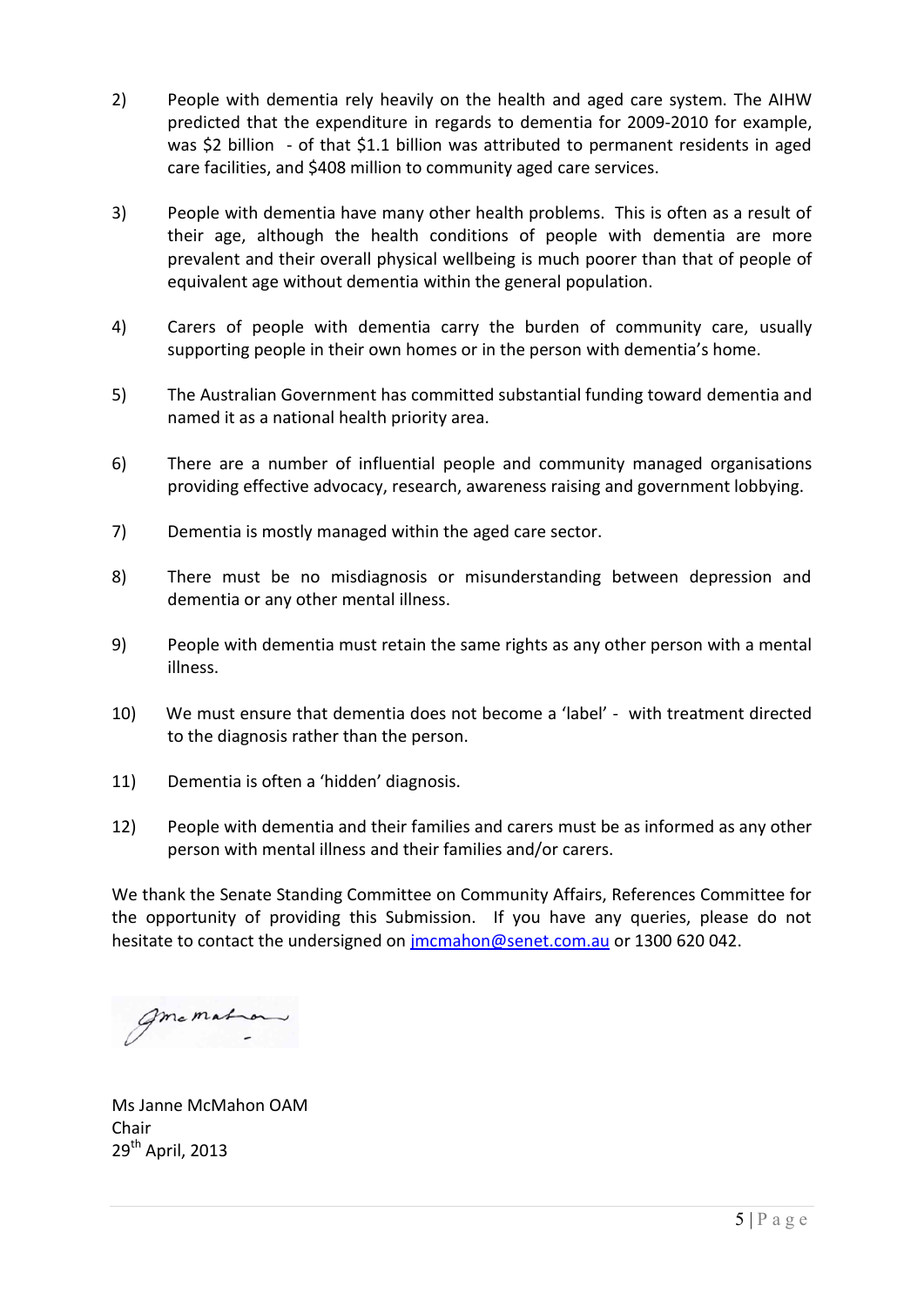2) People with dementia rely heavily on the health and aged care system. The AIHW predicted that the expenditure in regards to dementia for 2009-2010 for example, was $2 billion - of that $1.1 billion was attributed to permanent residents in aged care facilities, and $408 million to community aged care services.

3) People with dementia have many other health problems. This is often as a result of their age, although the health conditions of people with dementia are more prevalent and their overall physical wellbeing is much poorer than that of people of equivalent age without dementia within the general population.

4) Carers of people with dementia carry the burden of community care, usually supporting people in their own homes or in the person with dementia's home.

5) The Australian Government has committed substantial funding toward dementia and named it as a national health priority area.

6) There are a number of influential people and community managed organisations providing effective advocacy, research, awareness raising and government lobbying.

7) Dementia is mostly managed within the aged care sector.

8) There must be no misdiagnosis or misunderstanding between depression and dementia or any other mental illness.

9) People with dementia must retain the same rights as any other person with a mental illness.

10) We must ensure that dementia does not become a 'label' - with treatment directed to the diagnosis rather than the person.

11) Dementia is often a 'hidden' diagnosis.

12) People with dementia and their families and carers must be as informed as any other person with mental illness and their families and/or carers.

We thank the Senate Standing Committee on Community Affairs, References Committee for the opportunity of providing this Submission. If you have any queries, please do not hesitate to contact the undersigned on jmcmahon@senet.com.au or 1300 620 042.

Ms Janne McMahon OAM
Chair
29th April, 2013